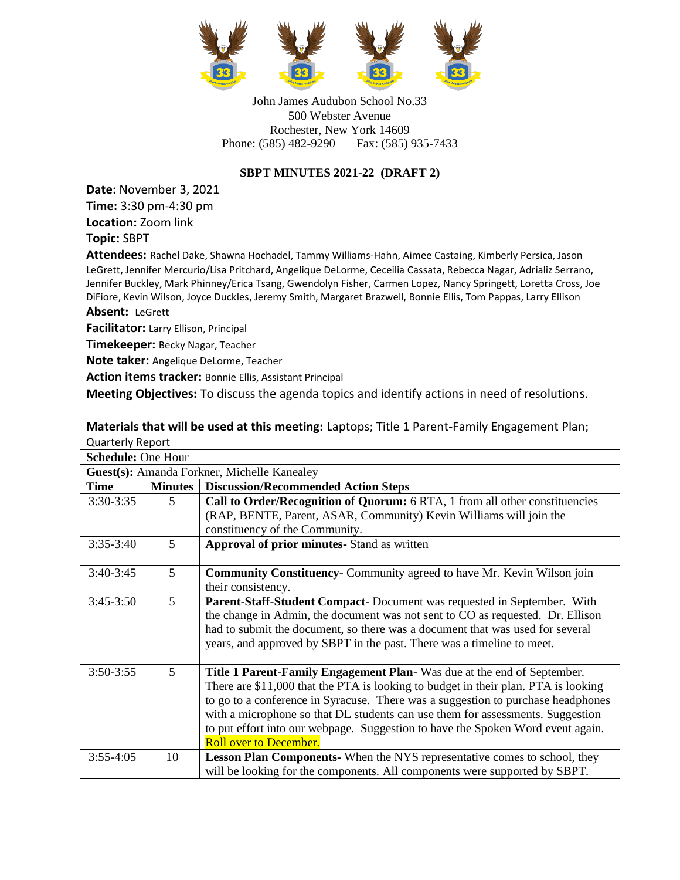John James Audubon School No.33
500 Webster Avenue
Rochester, New York 14609
Phone: (585) 482-9290 Fax: (585) 935-7433

## SBPT MINUTES 2021-22 (DRAFT 2)

**Date:** November 3, 2021
**Time:** 3:30 pm-4:30 pm
**Location:** Zoom link
**Topic:** SBPT
**Attendees:** Rachel Dake, Shawna Hochadel, Tammy Williams-Hahn, Aimee Castaing, Kimberly Persica, Jason LeGrett, Jennifer Mercurio/Lisa Pritchard, Angelique DeLorme, Ceceilia Cassata, Rebecca Nagar, Adrializ Serrano, Jennifer Buckley, Mark Phinney/Erica Tsang, Gwendolyn Fisher, Carmen Lopez, Nancy Springett, Loretta Cross, Joe DiFiore, Kevin Wilson, Joyce Duckles, Jeremy Smith, Margaret Brazwell, Bonnie Ellis, Tom Pappas, Larry Ellison
**Absent:** LeGrett
**Facilitator:** Larry Ellison, Principal
**Timekeeper:** Becky Nagar, Teacher
**Note taker:** Angelique DeLorme, Teacher
**Action items tracker:** Bonnie Ellis, Assistant Principal

**Meeting Objectives:** To discuss the agenda topics and identify actions in need of resolutions.

**Materials that will be used at this meeting:** Laptops; Title 1 Parent-Family Engagement Plan; Quarterly Report

**Schedule:** One Hour

**Guest(s):** Amanda Forkner, Michelle Kanealey

| Time | Minutes | Discussion/Recommended Action Steps |
|---|---|---|
| 3:30-3:35 | 5 | **Call to Order/Recognition of Quorum:** 6 RTA, 1 from all other constituencies (RAP, BENTE, Parent, ASAR, Community) Kevin Williams will join the constituency of the Community. |
| 3:35-3:40 | 5 | **Approval of prior minutes**- Stand as written |
| 3:40-3:45 | 5 | **Community Constituency-** Community agreed to have Mr. Kevin Wilson join their consistency. |
| 3:45-3:50 | 5 | **Parent-Staff-Student Compact-** Document was requested in September. With the change in Admin, the document was not sent to CO as requested. Dr. Ellison had to submit the document, so there was a document that was used for several years, and approved by SBPT in the past. There was a timeline to meet. |
| 3:50-3:55 | 5 | **Title 1 Parent-Family Engagement Plan-** Was due at the end of September. There are $11,000 that the PTA is looking to budget in their plan. PTA is looking to go to a conference in Syracuse. There was a suggestion to purchase headphones with a microphone so that DL students can use them for assessments. Suggestion to put effort into our webpage. Suggestion to have the Spoken Word event again. Roll over to December. |
| 3:55-4:05 | 10 | **Lesson Plan Components-** When the NYS representative comes to school, they will be looking for the components. All components were supported by SBPT. |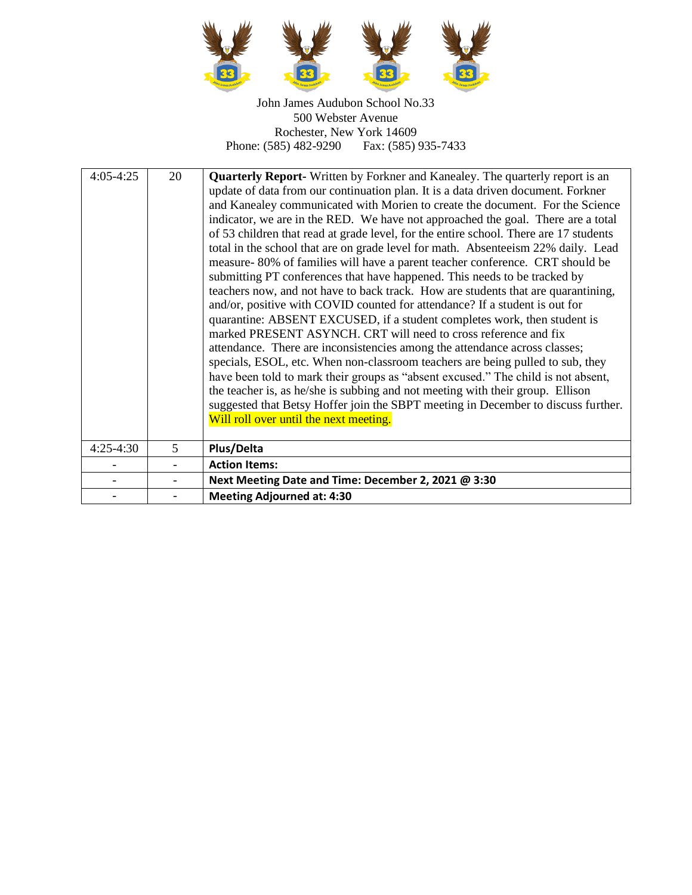John James Audubon School No.33
500 Webster Avenue
Rochester, New York 14609
Phone: (585) 482-9290 Fax: (585) 935-7433

| | | |
|---|---|---|
| 4:05-4:25 | 20 | **Quarterly Report**- Written by Forkner and Kanealey. The quarterly report is an update of data from our continuation plan. It is a data driven document. Forkner and Kanealey communicated with Morien to create the document. For the Science indicator, we are in the RED. We have not approached the goal. There are a total of 53 children that read at grade level, for the entire school. There are 17 students total in the school that are on grade level for math. Absenteeism 22% daily. Lead measure- 80% of families will have a parent teacher conference. CRT should be submitting PT conferences that have happened. This needs to be tracked by teachers now, and not have to back track. How are students that are quarantining, and/or, positive with COVID counted for attendance? If a student is out for quarantine: ABSENT EXCUSED, if a student completes work, then student is marked PRESENT ASYNCH. CRT will need to cross reference and fix attendance. There are inconsistencies among the attendance across classes; specials, ESOL, etc. When non-classroom teachers are being pulled to sub, they have been told to mark their groups as "absent excused." The child is not absent, the teacher is, as he/she is subbing and not meeting with their group. Ellison suggested that Betsy Hoffer join the SBPT meeting in December to discuss further. Will roll over until the next meeting. |
| 4:25-4:30 | 5 | **Plus/Delta** |
| - | - | **Action Items:** |
| - | - | **Next Meeting Date and Time: December 2, 2021 @ 3:30** |
| - | - | **Meeting Adjourned at: 4:30** |